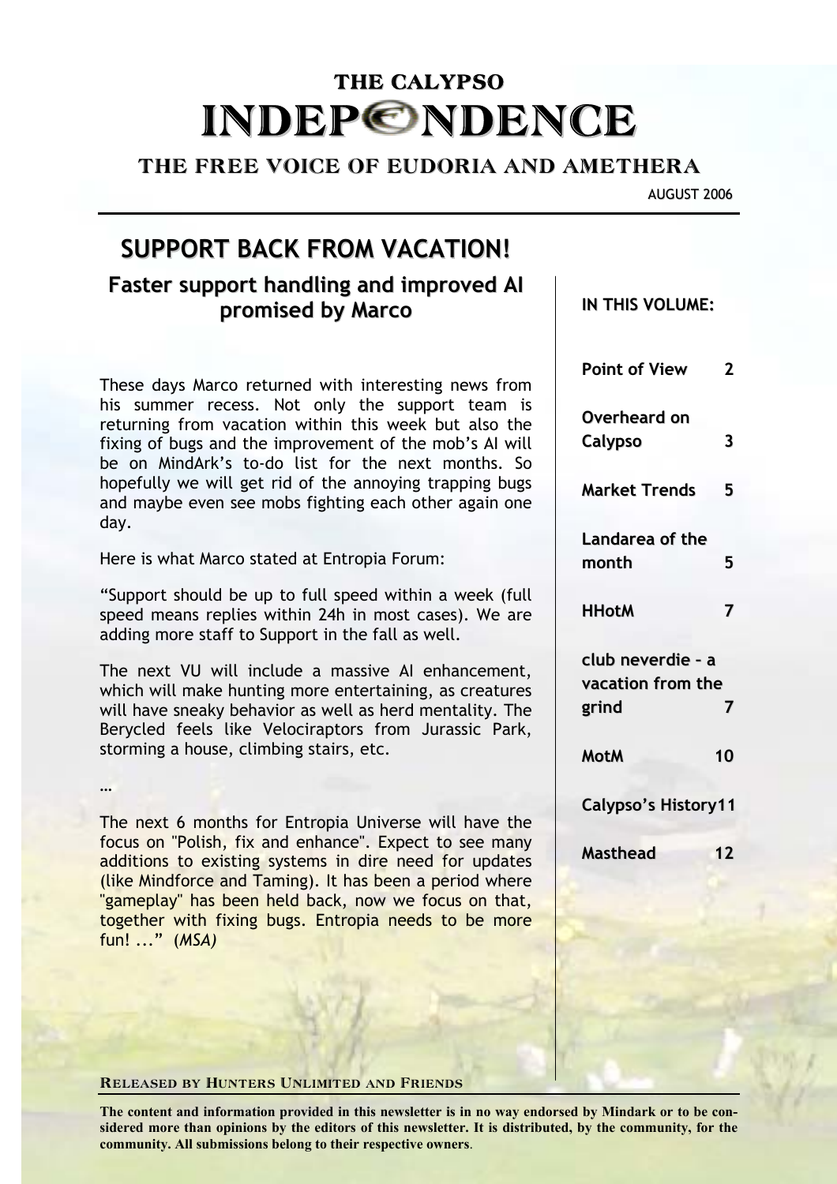# THE CALYPSO INDEPENDENCE

## THE FREE VOICE OF EUDORIA AND AMETHERA

AUGUST 2006

## SUPPORT BACK FROM VACATION!

### Faster support handling and improved AI promised by Marco

These days Marco returned with interesting news from his summer recess. Not only the support team is returning from vacation within this week but also the fixing of bugs and the improvement of the mob's AI will be on MindArk's to-do list for the next months. So hopefully we will get rid of the annoying trapping bugs and maybe even see mobs fighting each other again one day.

Here is what Marco stated at Entropia Forum:

"Support should be up to full speed within a week (full speed means replies within 24h in most cases). We are adding more staff to Support in the fall as well.

The next VU will include a massive AI enhancement, which will make hunting more entertaining, as creatures will have sneaky behavior as well as herd mentality. The Berycled feels like Velociraptors from Jurassic Park, storming a house, climbing stairs, etc.

…

The next 6 months for Entropia Universe will have the focus on "Polish, fix and enhance". Expect to see many additions to existing systems in dire need for updates (like Mindforce and Taming). It has been a period where "gameplay" has been held back, now we focus on that, together with fixing bugs. Entropia needs to be more fun! ..." *(MSA)*

**IN THIS VOLUME:**

| | |
|---|---|
| **Point of View** | **2** |
| **Overheard on Calypso** | **3** |
| **Market Trends** | **5** |
| **Landarea of the month** | **5** |
| **HHotM** | **7** |
| **club neverdie – a vacation from the grind** | **7** |
| **MotM** | **10** |
| **Calypso's History** | **11** |
| **Masthead** | **12** |

**RELEASED BY HUNTERS UNLIMITED AND FRIENDS**

**The content and information provided in this newsletter is in no way endorsed by Mindark or to be considered more than opinions by the editors of this newsletter. It is distributed, by the community, for the community. All submissions belong to their respective owners**.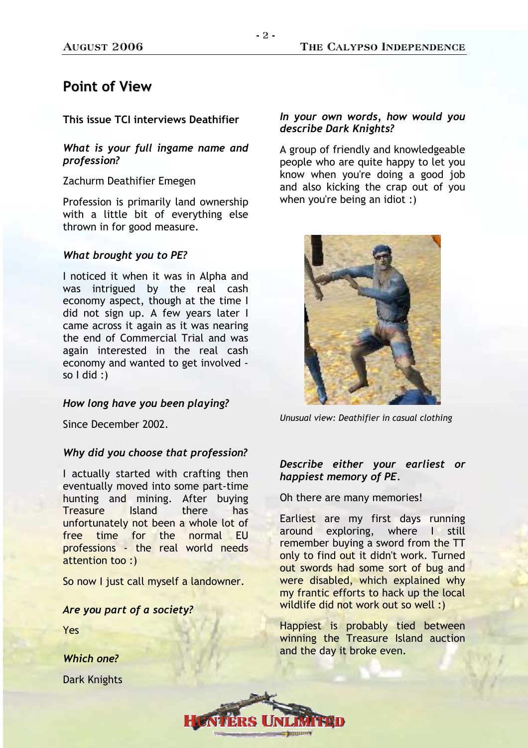## Point of View

**This issue TCI interviews Deathifier**

*What is your full ingame name and profession?*

Zachurm Deathifier Emegen

Profession is primarily land ownership with a little bit of everything else thrown in for good measure.

*What brought you to PE?*

I noticed it when it was in Alpha and was intrigued by the real cash economy aspect, though at the time I did not sign up. A few years later I came across it again as it was nearing the end of Commercial Trial and was again interested in the real cash economy and wanted to get involved - so I did :)

*How long have you been playing?*

Since December 2002.

*Why did you choose that profession?*

I actually started with crafting then eventually moved into some part-time hunting and mining. After buying Treasure Island there has unfortunately not been a whole lot of free time for the normal EU professions - the real world needs attention too :)

So now I just call myself a landowner.

*Are you part of a society?*

Yes

*Which one?*

Dark Knights

*In your own words, how would you describe Dark Knights?*

A group of friendly and knowledgeable people who are quite happy to let you know when you're doing a good job and also kicking the crap out of you when you're being an idiot :)

*Unusual view: Deathifier in casual clothing*

*Describe either your earliest or happiest memory of PE.*

Oh there are many memories!

Earliest are my first days running around exploring, where I still remember buying a sword from the TT only to find out it didn't work. Turned out swords had some sort of bug and were disabled, which explained why my frantic efforts to hack up the local wildlife did not work out so well :)

Happiest is probably tied between winning the Treasure Island auction and the day it broke even.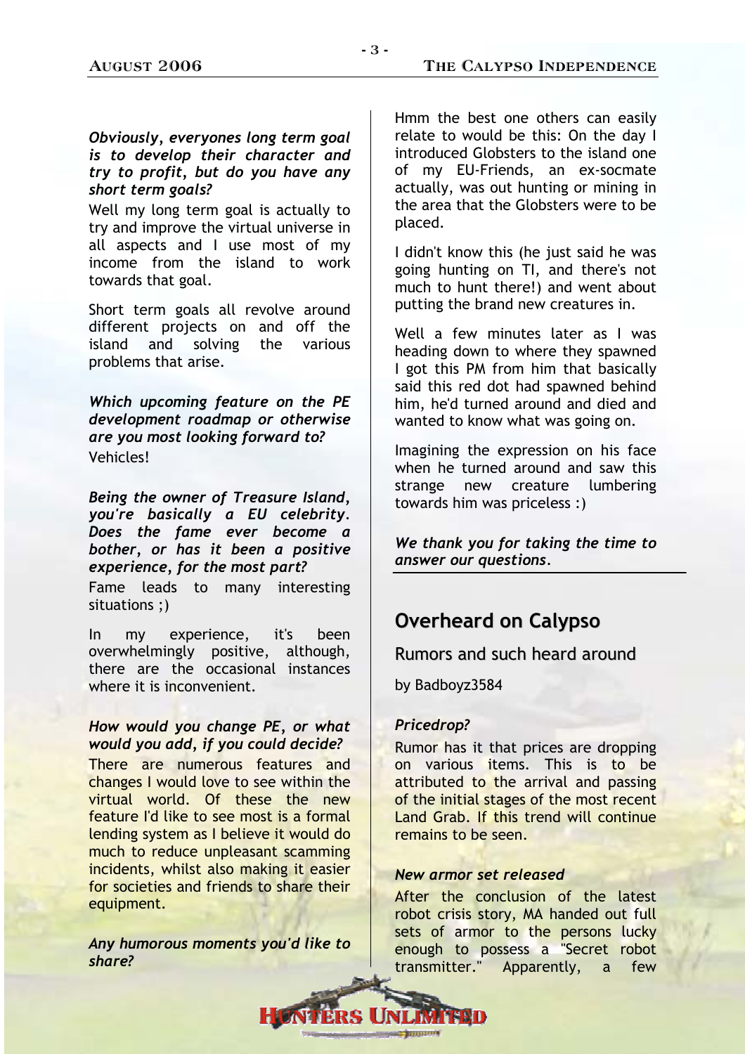*Obviously, everyones long term goal is to develop their character and try to profit, but do you have any short term goals?*

Well my long term goal is actually to try and improve the virtual universe in all aspects and I use most of my income from the island to work towards that goal.

Short term goals all revolve around different projects on and off the island and solving the various problems that arise.

*Which upcoming feature on the PE development roadmap or otherwise are you most looking forward to?*

Vehicles!

*Being the owner of Treasure Island, you're basically a EU celebrity. Does the fame ever become a bother, or has it been a positive experience, for the most part?*

Fame leads to many interesting situations ;)

In my experience, it's been overwhelmingly positive, although, there are the occasional instances where it is inconvenient.

*How would you change PE, or what would you add, if you could decide?*

There are numerous features and changes I would love to see within the virtual world. Of these the new feature I'd like to see most is a formal lending system as I believe it would do much to reduce unpleasant scamming incidents, whilst also making it easier for societies and friends to share their equipment.

*Any humorous moments you'd like to share?*

Hmm the best one others can easily relate to would be this: On the day I introduced Globsters to the island one of my EU-Friends, an ex-socmate actually, was out hunting or mining in the area that the Globsters were to be placed.

I didn't know this (he just said he was going hunting on TI, and there's not much to hunt there!) and went about putting the brand new creatures in.

Well a few minutes later as I was heading down to where they spawned I got this PM from him that basically said this red dot had spawned behind him, he'd turned around and died and wanted to know what was going on.

Imagining the expression on his face when he turned around and saw this strange new creature lumbering towards him was priceless :)

*We thank you for taking the time to answer our questions.*

## Overheard on Calypso

### Rumors and such heard around

by Badboyz3584

*Pricedrop?*

Rumor has it that prices are dropping on various items. This is to be attributed to the arrival and passing of the initial stages of the most recent Land Grab. If this trend will continue remains to be seen.

*New armor set released*

After the conclusion of the latest robot crisis story, MA handed out full sets of armor to the persons lucky enough to possess a "Secret robot transmitter." Apparently, a few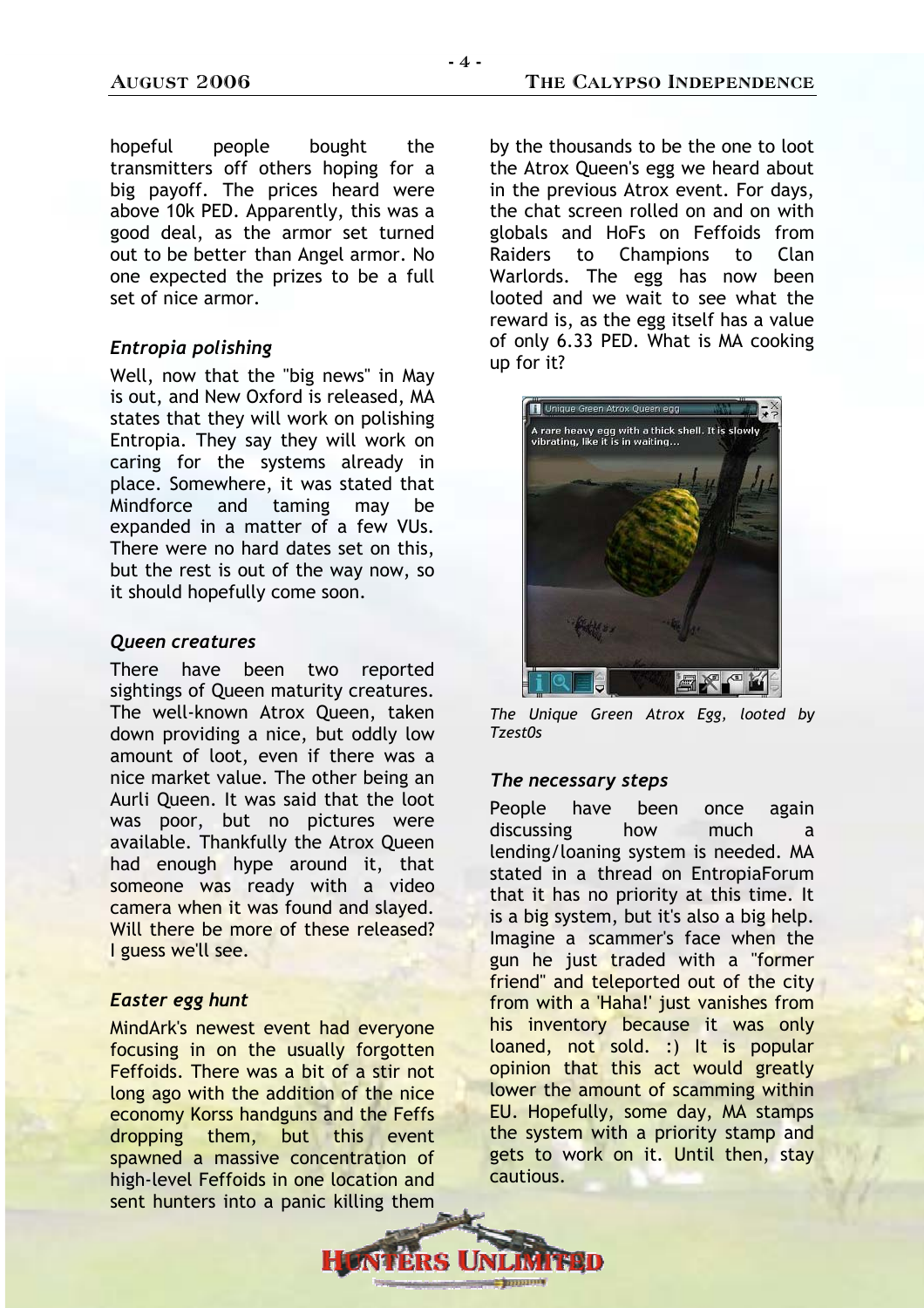hopeful people bought the transmitters off others hoping for a big payoff. The prices heard were above 10k PED. Apparently, this was a good deal, as the armor set turned out to be better than Angel armor. No one expected the prizes to be a full set of nice armor.

### *Entropia polishing*

Well, now that the "big news" in May is out, and New Oxford is released, MA states that they will work on polishing Entropia. They say they will work on caring for the systems already in place. Somewhere, it was stated that Mindforce and taming may be expanded in a matter of a few VUs. There were no hard dates set on this, but the rest is out of the way now, so it should hopefully come soon.

### *Queen creatures*

There have been two reported sightings of Queen maturity creatures. The well-known Atrox Queen, taken down providing a nice, but oddly low amount of loot, even if there was a nice market value. The other being an Aurli Queen. It was said that the loot was poor, but no pictures were available. Thankfully the Atrox Queen had enough hype around it, that someone was ready with a video camera when it was found and slayed. Will there be more of these released? I guess we'll see.

### *Easter egg hunt*

MindArk's newest event had everyone focusing in on the usually forgotten Feffoids. There was a bit of a stir not long ago with the addition of the nice economy Korss handguns and the Feffs dropping them, but this event spawned a massive concentration of high-level Feffoids in one location and sent hunters into a panic killing them by the thousands to be the one to loot the Atrox Queen's egg we heard about in the previous Atrox event. For days, the chat screen rolled on and on with globals and HoFs on Feffoids from Raiders to Champions to Clan Warlords. The egg has now been looted and we wait to see what the reward is, as the egg itself has a value of only 6.33 PED. What is MA cooking up for it?

*The Unique Green Atrox Egg, looted by Tzest0s*

### *The necessary steps*

People have been once again discussing how much a lending/loaning system is needed. MA stated in a thread on EntropiaForum that it has no priority at this time. It is a big system, but it's also a big help. Imagine a scammer's face when the gun he just traded with a "former friend" and teleported out of the city from with a 'Haha!' just vanishes from his inventory because it was only loaned, not sold. :) It is popular opinion that this act would greatly lower the amount of scamming within EU. Hopefully, some day, MA stamps the system with a priority stamp and gets to work on it. Until then, stay cautious.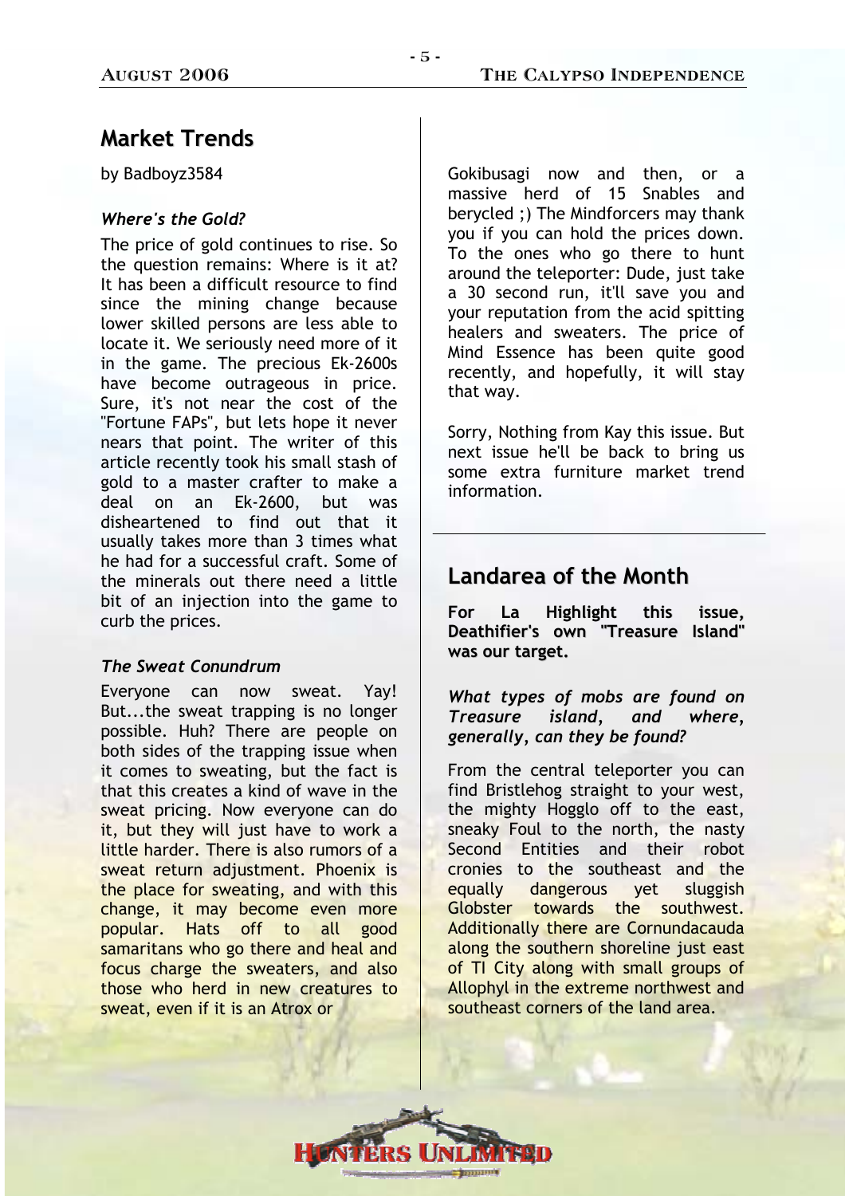## Market Trends

by Badboyz3584

### *Where's the Gold?*

The price of gold continues to rise. So the question remains: Where is it at? It has been a difficult resource to find since the mining change because lower skilled persons are less able to locate it. We seriously need more of it in the game. The precious Ek-2600s have become outrageous in price. Sure, it's not near the cost of the "Fortune FAPs", but lets hope it never nears that point. The writer of this article recently took his small stash of gold to a master crafter to make a deal on an Ek-2600, but was disheartened to find out that it usually takes more than 3 times what he had for a successful craft. Some of the minerals out there need a little bit of an injection into the game to curb the prices.

### *The Sweat Conundrum*

Everyone can now sweat. Yay! But...the sweat trapping is no longer possible. Huh? There are people on both sides of the trapping issue when it comes to sweating, but the fact is that this creates a kind of wave in the sweat pricing. Now everyone can do it, but they will just have to work a little harder. There is also rumors of a sweat return adjustment. Phoenix is the place for sweating, and with this change, it may become even more popular. Hats off to all good samaritans who go there and heal and focus charge the sweaters, and also those who herd in new creatures to sweat, even if it is an Atrox or Gokibusagi now and then, or a massive herd of 15 Snables and berycled ;) The Mindforcers may thank you if you can hold the prices down. To the ones who go there to hunt around the teleporter: Dude, just take a 30 second run, it'll save you and your reputation from the acid spitting healers and sweaters. The price of Mind Essence has been quite good recently, and hopefully, it will stay that way.

Sorry, Nothing from Kay this issue. But next issue he'll be back to bring us some extra furniture market trend information.

---

## Landarea of the Month

**For La Highlight this issue, Deathifier's own "Treasure Island" was our target.**

### *What types of mobs are found on Treasure island, and where, generally, can they be found?*

From the central teleporter you can find Bristlehog straight to your west, the mighty Hogglo off to the east, sneaky Foul to the north, the nasty Second Entities and their robot cronies to the southeast and the equally dangerous yet sluggish Globster towards the southwest. Additionally there are Cornundacauda along the southern shoreline just east of TI City along with small groups of Allophyl in the extreme northwest and southeast corners of the land area.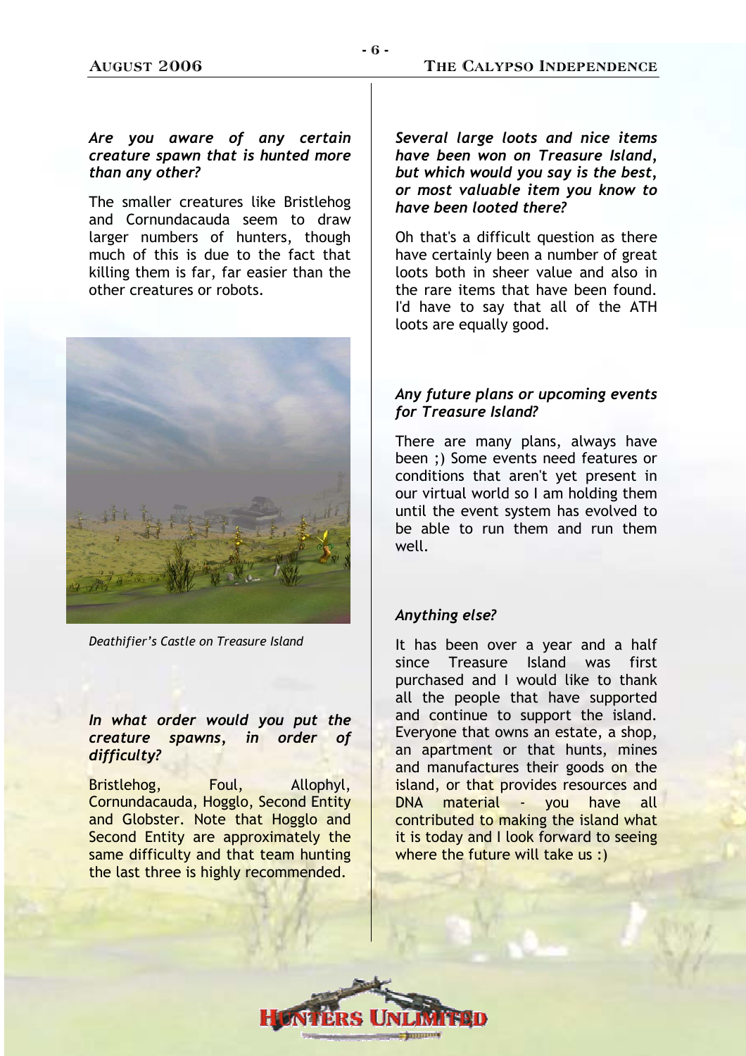***Are you aware of any certain creature spawn that is hunted more than any other?***

The smaller creatures like Bristlehog and Cornundacauda seem to draw larger numbers of hunters, though much of this is due to the fact that killing them is far, far easier than the other creatures or robots.

*Deathifier's Castle on Treasure Island*

***In what order would you put the creature spawns, in order of difficulty?***

Bristlehog, Foul, Allophyl, Cornundacauda, Hogglo, Second Entity and Globster. Note that Hogglo and Second Entity are approximately the same difficulty and that team hunting the last three is highly recommended.

***Several large loots and nice items have been won on Treasure Island, but which would you say is the best, or most valuable item you know to have been looted there?***

Oh that's a difficult question as there have certainly been a number of great loots both in sheer value and also in the rare items that have been found. I'd have to say that all of the ATH loots are equally good.

***Any future plans or upcoming events for Treasure Island?***

There are many plans, always have been ;) Some events need features or conditions that aren't yet present in our virtual world so I am holding them until the event system has evolved to be able to run them and run them well.

***Anything else?***

It has been over a year and a half since Treasure Island was first purchased and I would like to thank all the people that have supported and continue to support the island. Everyone that owns an estate, a shop, an apartment or that hunts, mines and manufactures their goods on the island, or that provides resources and DNA material - you have all contributed to making the island what it is today and I look forward to seeing where the future will take us :)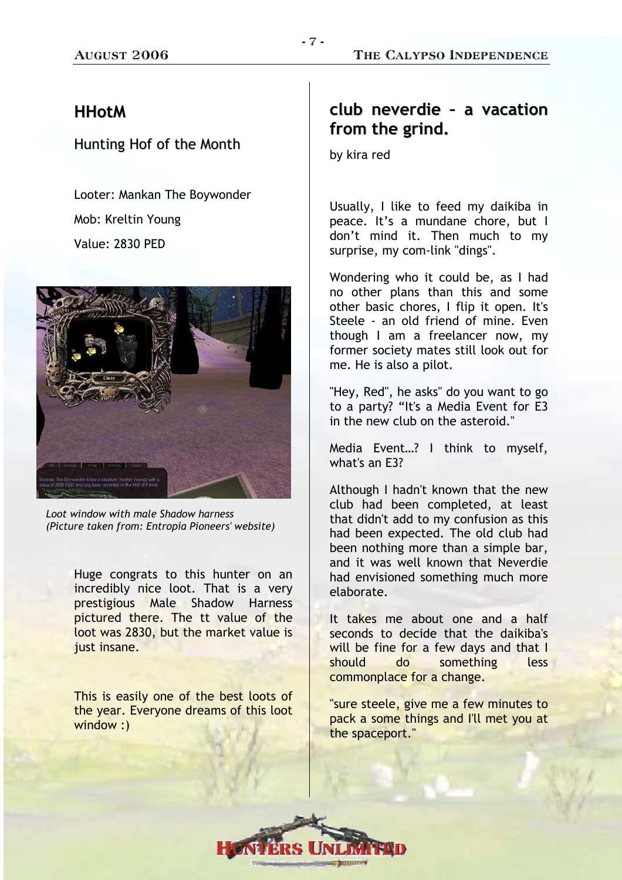## HHotM

### Hunting Hof of the Month

Looter: Mankan The Boywonder

Mob: Kreltin Young

Value: 2830 PED

*Loot window with male Shadow harness (Picture taken from: Entropia Pioneers' website)*

Huge congrats to this hunter on an incredibly nice loot. That is a very prestigious Male Shadow Harness pictured there. The tt value of the loot was 2830, but the market value is just insane.

This is easily one of the best loots of the year. Everyone dreams of this loot window :)

## club neverdie – a vacation from the grind.

by kira red

Usually, I like to feed my daikiba in peace. It's a mundane chore, but I don't mind it. Then much to my surprise, my com-link "dings".

Wondering who it could be, as I had no other plans than this and some other basic chores, I flip it open. It's Steele - an old friend of mine. Even though I am a freelancer now, my former society mates still look out for me. He is also a pilot.

"Hey, Red", he asks" do you want to go to a party? "It's a Media Event for E3 in the new club on the asteroid."

Media Event…? I think to myself, what's an E3?

Although I hadn't known that the new club had been completed, at least that didn't add to my confusion as this had been expected. The old club had been nothing more than a simple bar, and it was well known that Neverdie had envisioned something much more elaborate.

It takes me about one and a half seconds to decide that the daikiba's will be fine for a few days and that I should do something less commonplace for a change.

"sure steele, give me a few minutes to pack a some things and I'll met you at the spaceport."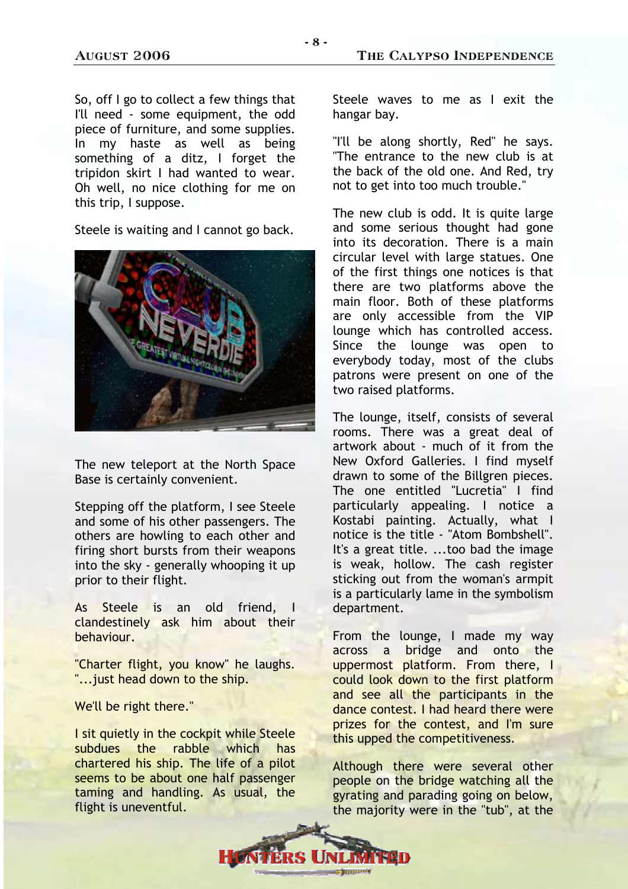So, off I go to collect a few things that I'll need - some equipment, the odd piece of furniture, and some supplies. In my haste as well as being something of a ditz, I forget the tripidon skirt I had wanted to wear. Oh well, no nice clothing for me on this trip, I suppose.

Steele is waiting and I cannot go back.

The new teleport at the North Space Base is certainly convenient.

Stepping off the platform, I see Steele and some of his other passengers. The others are howling to each other and firing short bursts from their weapons into the sky - generally whooping it up prior to their flight.

As Steele is an old friend, I clandestinely ask him about their behaviour.

"Charter flight, you know" he laughs. "...just head down to the ship.

We'll be right there."

I sit quietly in the cockpit while Steele subdues the rabble which has chartered his ship. The life of a pilot seems to be about one half passenger taming and handling. As usual, the flight is uneventful.

Steele waves to me as I exit the hangar bay.

"I'll be along shortly, Red" he says. "The entrance to the new club is at the back of the old one. And Red, try not to get into too much trouble."

The new club is odd. It is quite large and some serious thought had gone into its decoration. There is a main circular level with large statues. One of the first things one notices is that there are two platforms above the main floor. Both of these platforms are only accessible from the VIP lounge which has controlled access. Since the lounge was open to everybody today, most of the clubs patrons were present on one of the two raised platforms.

The lounge, itself, consists of several rooms. There was a great deal of artwork about - much of it from the New Oxford Galleries. I find myself drawn to some of the Billgren pieces. The one entitled "Lucretia" I find particularly appealing. I notice a Kostabi painting. Actually, what I notice is the title - "Atom Bombshell". It's a great title. ...too bad the image is weak, hollow. The cash register sticking out from the woman's armpit is a particularly lame in the symbolism department.

From the lounge, I made my way across a bridge and onto the uppermost platform. From there, I could look down to the first platform and see all the participants in the dance contest. I had heard there were prizes for the contest, and I'm sure this upped the competitiveness.

Although there were several other people on the bridge watching all the gyrating and parading going on below, the majority were in the "tub", at the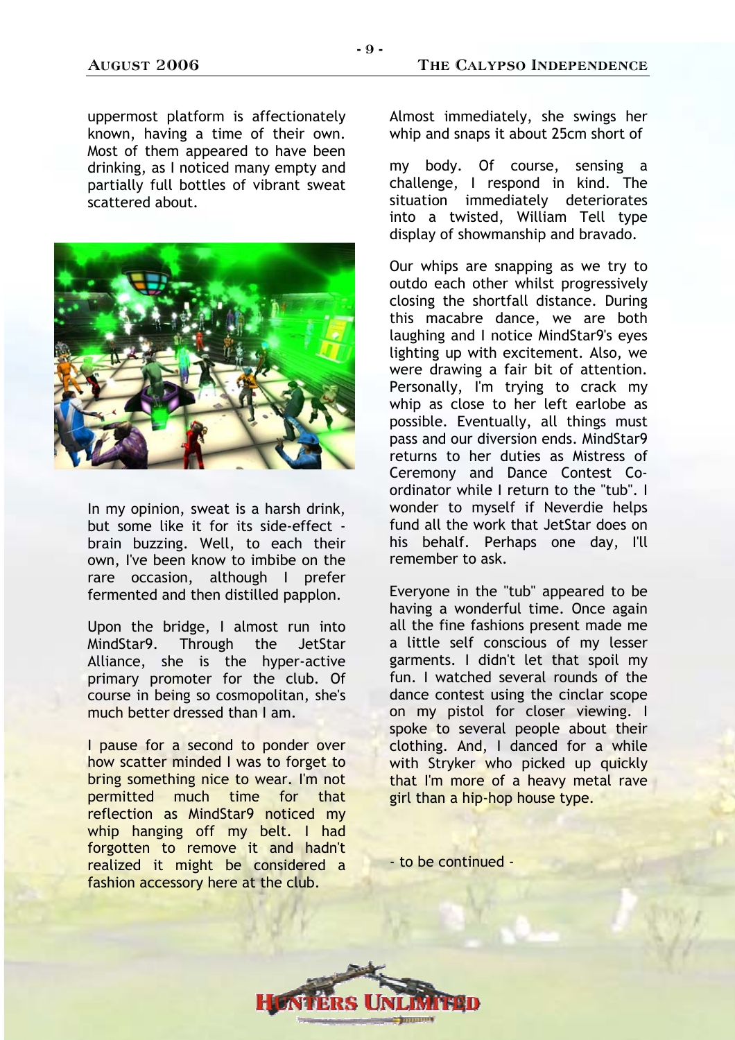uppermost platform is affectionately known, having a time of their own. Most of them appeared to have been drinking, as I noticed many empty and partially full bottles of vibrant sweat scattered about.

In my opinion, sweat is a harsh drink, but some like it for its side-effect - brain buzzing. Well, to each their own, I've been know to imbibe on the rare occasion, although I prefer fermented and then distilled papplon.

Upon the bridge, I almost run into MindStar9. Through the JetStar Alliance, she is the hyper-active primary promoter for the club. Of course in being so cosmopolitan, she's much better dressed than I am.

I pause for a second to ponder over how scatter minded I was to forget to bring something nice to wear. I'm not permitted much time for that reflection as MindStar9 noticed my whip hanging off my belt. I had forgotten to remove it and hadn't realized it might be considered a fashion accessory here at the club.

Almost immediately, she swings her whip and snaps it about 25cm short of my body. Of course, sensing a challenge, I respond in kind. The situation immediately deteriorates into a twisted, William Tell type display of showmanship and bravado.

Our whips are snapping as we try to outdo each other whilst progressively closing the shortfall distance. During this macabre dance, we are both laughing and I notice MindStar9's eyes lighting up with excitement. Also, we were drawing a fair bit of attention. Personally, I'm trying to crack my whip as close to her left earlobe as possible. Eventually, all things must pass and our diversion ends. MindStar9 returns to her duties as Mistress of Ceremony and Dance Contest Co-ordinator while I return to the "tub". I wonder to myself if Neverdie helps fund all the work that JetStar does on his behalf. Perhaps one day, I'll remember to ask.

Everyone in the "tub" appeared to be having a wonderful time. Once again all the fine fashions present made me a little self conscious of my lesser garments. I didn't let that spoil my fun. I watched several rounds of the dance contest using the cinclar scope on my pistol for closer viewing. I spoke to several people about their clothing. And, I danced for a while with Stryker who picked up quickly that I'm more of a heavy metal rave girl than a hip-hop house type.

- to be continued -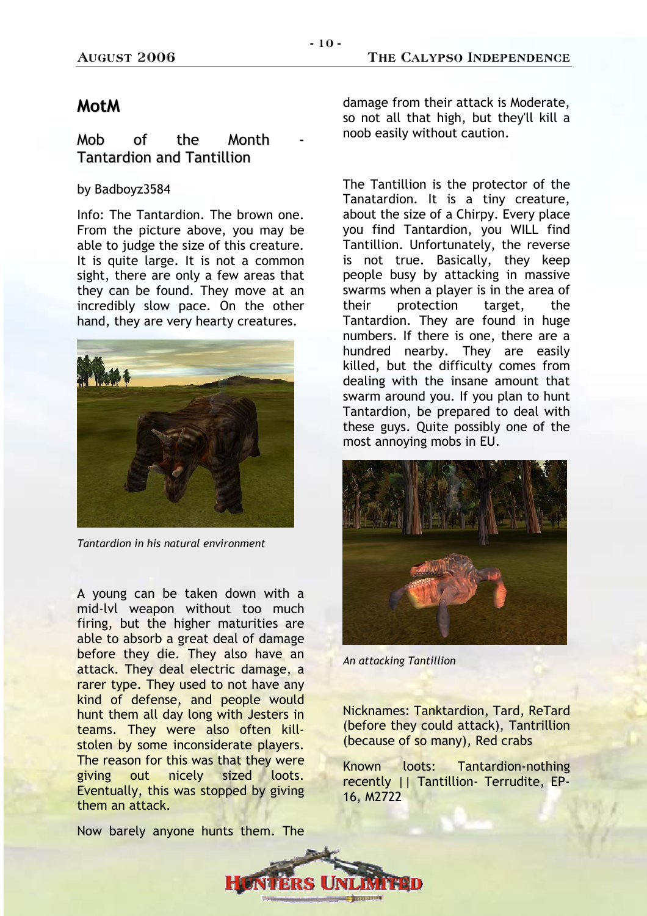## MotM

### Mob of the Month - Tantardion and Tantillion

by Badboyz3584

Info: The Tantardion. The brown one. From the picture above, you may be able to judge the size of this creature. It is quite large. It is not a common sight, there are only a few areas that they can be found. They move at an incredibly slow pace. On the other hand, they are very hearty creatures.

*Tantardion in his natural environment*

A young can be taken down with a mid-lvl weapon without too much firing, but the higher maturities are able to absorb a great deal of damage before they die. They also have an attack. They deal electric damage, a rarer type. They used to not have any kind of defense, and people would hunt them all day long with Jesters in teams. They were also often kill-stolen by some inconsiderate players. The reason for this was that they were giving out nicely sized loots. Eventually, this was stopped by giving them an attack.

Now barely anyone hunts them. The damage from their attack is Moderate, so not all that high, but they'll kill a noob easily without caution.

The Tantillion is the protector of the Tanatardion. It is a tiny creature, about the size of a Chirpy. Every place you find Tantardion, you WILL find Tantillion. Unfortunately, the reverse is not true. Basically, they keep people busy by attacking in massive swarms when a player is in the area of their protection target, the Tantardion. They are found in huge numbers. If there is one, there are a hundred nearby. They are easily killed, but the difficulty comes from dealing with the insane amount that swarm around you. If you plan to hunt Tantardion, be prepared to deal with these guys. Quite possibly one of the most annoying mobs in EU.

*An attacking Tantillion*

Nicknames: Tanktardion, Tard, ReTard (before they could attack), Tantrillion (because of so many), Red crabs

Known loots: Tantardion-nothing recently || Tantillion- Terrudite, EP-16, M2722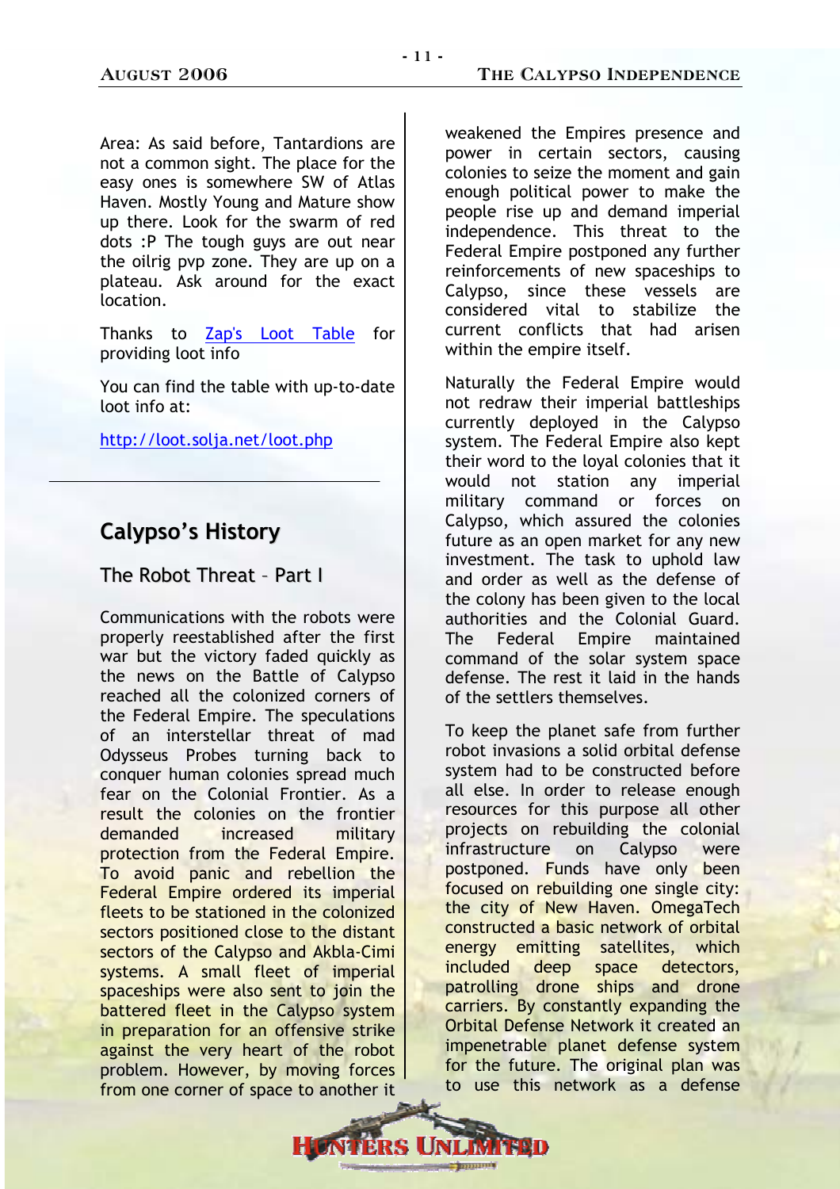Area: As said before, Tantardions are not a common sight. The place for the easy ones is somewhere SW of Atlas Haven. Mostly Young and Mature show up there. Look for the swarm of red dots :P The tough guys are out near the oilrig pvp zone. They are up on a plateau. Ask around for the exact location.

Thanks to [Zap's Loot Table](http://loot.solja.net/loot.php) for providing loot info

You can find the table with up-to-date loot info at:

[http://loot.solja.net/loot.php](http://loot.solja.net/loot.php)

---

## Calypso's History

### The Robot Threat – Part I

Communications with the robots were properly reestablished after the first war but the victory faded quickly as the news on the Battle of Calypso reached all the colonized corners of the Federal Empire. The speculations of an interstellar threat of mad Odysseus Probes turning back to conquer human colonies spread much fear on the Colonial Frontier. As a result the colonies on the frontier demanded increased military protection from the Federal Empire. To avoid panic and rebellion the Federal Empire ordered its imperial fleets to be stationed in the colonized sectors positioned close to the distant sectors of the Calypso and Akbla-Cimi systems. A small fleet of imperial spaceships were also sent to join the battered fleet in the Calypso system in preparation for an offensive strike against the very heart of the robot problem. However, by moving forces from one corner of space to another it weakened the Empires presence and power in certain sectors, causing colonies to seize the moment and gain enough political power to make the people rise up and demand imperial independence. This threat to the Federal Empire postponed any further reinforcements of new spaceships to Calypso, since these vessels are considered vital to stabilize the current conflicts that had arisen within the empire itself.

Naturally the Federal Empire would not redraw their imperial battleships currently deployed in the Calypso system. The Federal Empire also kept their word to the loyal colonies that it would not station any imperial military command or forces on Calypso, which assured the colonies future as an open market for any new investment. The task to uphold law and order as well as the defense of the colony has been given to the local authorities and the Colonial Guard. The Federal Empire maintained command of the solar system space defense. The rest it laid in the hands of the settlers themselves.

To keep the planet safe from further robot invasions a solid orbital defense system had to be constructed before all else. In order to release enough resources for this purpose all other projects on rebuilding the colonial infrastructure on Calypso were postponed. Funds have only been focused on rebuilding one single city: the city of New Haven. OmegaTech constructed a basic network of orbital energy emitting satellites, which included deep space detectors, patrolling drone ships and drone carriers. By constantly expanding the Orbital Defense Network it created an impenetrable planet defense system for the future. The original plan was to use this network as a defense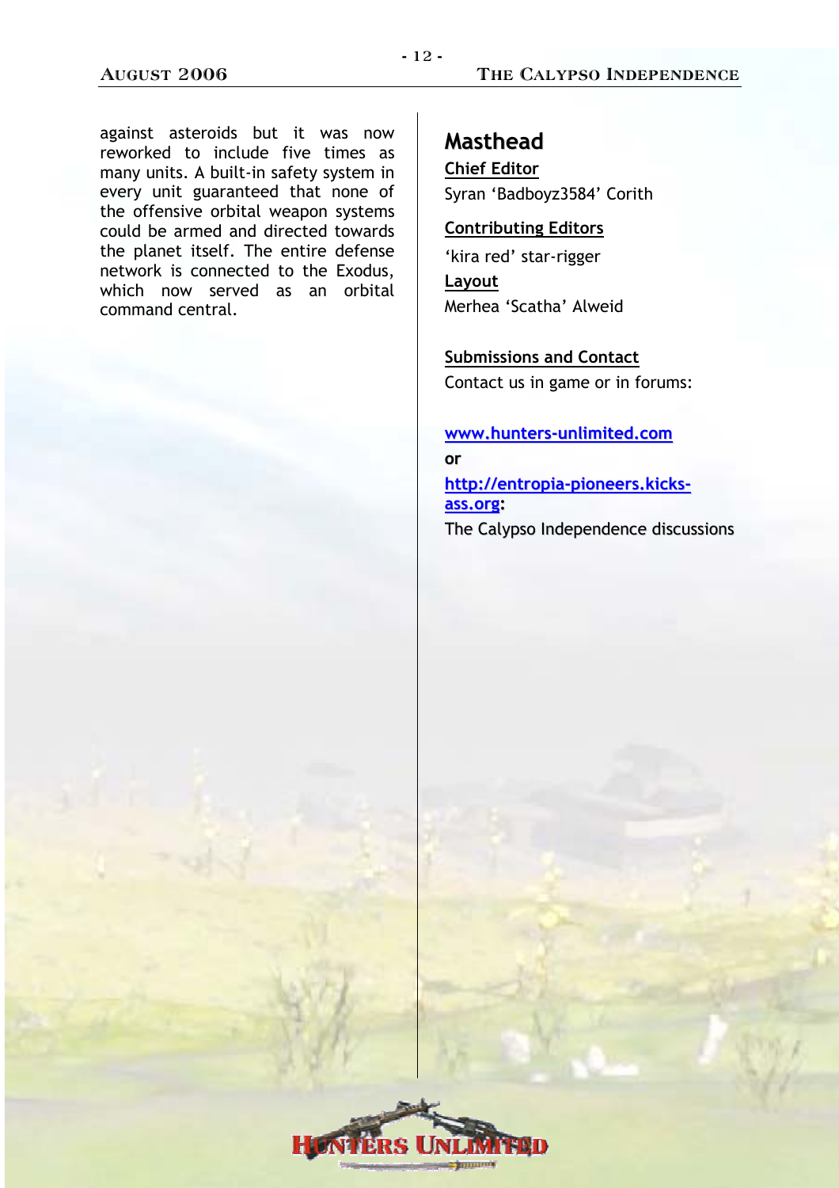against asteroids but it was now reworked to include five times as many units. A built-in safety system in every unit guaranteed that none of the offensive orbital weapon systems could be armed and directed towards the planet itself. The entire defense network is connected to the Exodus, which now served as an orbital command central.

## Masthead

**Chief Editor**

Syran 'Badboyz3584' Corith

**Contributing Editors**

'kira red' star-rigger

**Layout**

Merhea 'Scatha' Alweid

**Submissions and Contact**

Contact us in game or in forums:

www.hunters-unlimited.com

**or**

http://entropia-pioneers.kicks-ass.org**:**

The Calypso Independence discussions

HUNTERS UNLIMITED